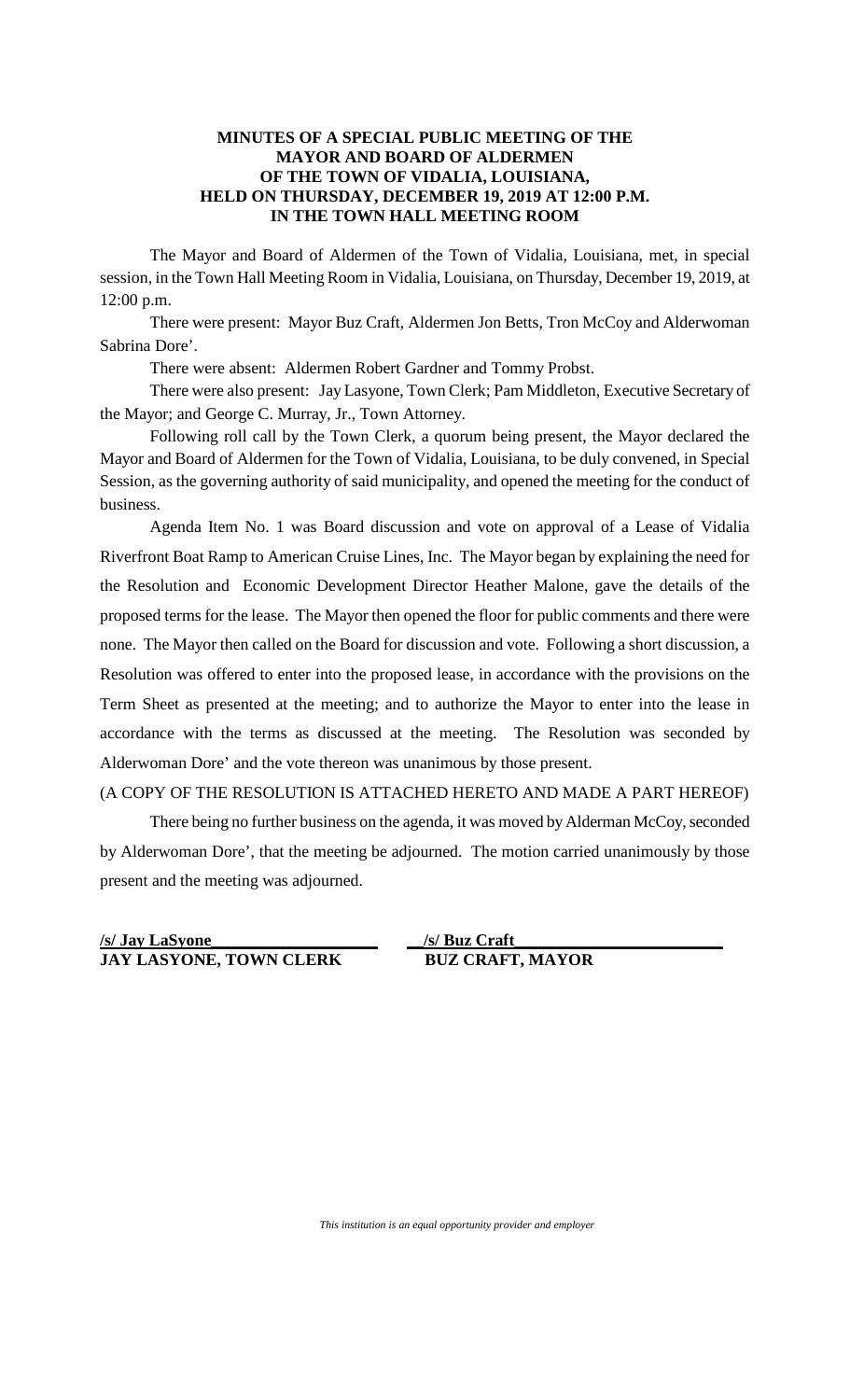**MINUTES OF A SPECIAL PUBLIC MEETING OF THE MAYOR AND BOARD OF ALDERMEN OF THE TOWN OF VIDALIA, LOUISIANA, HELD ON THURSDAY, DECEMBER 19, 2019 AT 12:00 P.M. IN THE TOWN HALL MEETING ROOM**

The Mayor and Board of Aldermen of the Town of Vidalia, Louisiana, met, in special session, in the Town Hall Meeting Room in Vidalia, Louisiana, on Thursday, December 19, 2019, at 12:00 p.m.

There were present: Mayor Buz Craft, Aldermen Jon Betts, Tron McCoy and Alderwoman Sabrina Dore'.

There were absent: Aldermen Robert Gardner and Tommy Probst.

There were also present: Jay Lasyone, Town Clerk; Pam Middleton, Executive Secretary of the Mayor; and George C. Murray, Jr., Town Attorney.

Following roll call by the Town Clerk, a quorum being present, the Mayor declared the Mayor and Board of Aldermen for the Town of Vidalia, Louisiana, to be duly convened, in Special Session, as the governing authority of said municipality, and opened the meeting for the conduct of business.

Agenda Item No. 1 was Board discussion and vote on approval of a Lease of Vidalia Riverfront Boat Ramp to American Cruise Lines, Inc. The Mayor began by explaining the need for the Resolution and Economic Development Director Heather Malone, gave the details of the proposed terms for the lease. The Mayor then opened the floor for public comments and there were none. The Mayor then called on the Board for discussion and vote. Following a short discussion, a Resolution was offered to enter into the proposed lease, in accordance with the provisions on the Term Sheet as presented at the meeting; and to authorize the Mayor to enter into the lease in accordance with the terms as discussed at the meeting. The Resolution was seconded by Alderwoman Dore' and the vote thereon was unanimous by those present.

(A COPY OF THE RESOLUTION IS ATTACHED HERETO AND MADE A PART HEREOF)

There being no further business on the agenda, it was moved by Alderman McCoy, seconded by Alderwoman Dore', that the meeting be adjourned. The motion carried unanimously by those present and the meeting was adjourned.

**/s/ Jay LaSyone**
**JAY LASYONE, TOWN CLERK**

**/s/ Buz Craft**
**BUZ CRAFT, MAYOR**

*This institution is an equal opportunity provider and employer*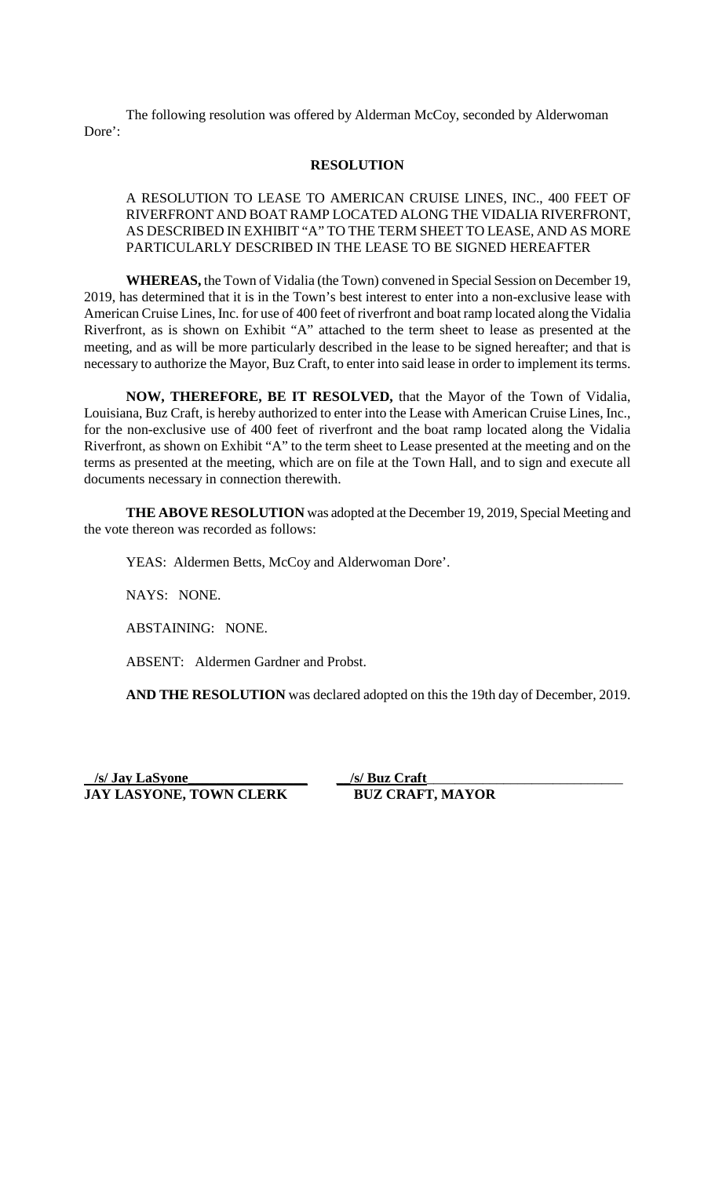The following resolution was offered by Alderman McCoy, seconded by Alderwoman Dore':

## RESOLUTION

A RESOLUTION TO LEASE TO AMERICAN CRUISE LINES, INC., 400 FEET OF RIVERFRONT AND BOAT RAMP LOCATED ALONG THE VIDALIA RIVERFRONT, AS DESCRIBED IN EXHIBIT "A" TO THE TERM SHEET TO LEASE, AND AS MORE PARTICULARLY DESCRIBED IN THE LEASE TO BE SIGNED HEREAFTER

**WHEREAS,** the Town of Vidalia (the Town) convened in Special Session on December 19, 2019, has determined that it is in the Town's best interest to enter into a non-exclusive lease with American Cruise Lines, Inc. for use of 400 feet of riverfront and boat ramp located along the Vidalia Riverfront, as is shown on Exhibit "A" attached to the term sheet to lease as presented at the meeting, and as will be more particularly described in the lease to be signed hereafter; and that is necessary to authorize the Mayor, Buz Craft, to enter into said lease in order to implement its terms.

**NOW, THEREFORE, BE IT RESOLVED,** that the Mayor of the Town of Vidalia, Louisiana, Buz Craft, is hereby authorized to enter into the Lease with American Cruise Lines, Inc., for the non-exclusive use of 400 feet of riverfront and the boat ramp located along the Vidalia Riverfront, as shown on Exhibit "A" to the term sheet to Lease presented at the meeting and on the terms as presented at the meeting, which are on file at the Town Hall, and to sign and execute all documents necessary in connection therewith.

**THE ABOVE RESOLUTION** was adopted at the December 19, 2019, Special Meeting and the vote thereon was recorded as follows:

YEAS: Aldermen Betts, McCoy and Alderwoman Dore'.

NAYS: NONE.

ABSTAINING: NONE.

ABSENT: Aldermen Gardner and Probst.

**AND THE RESOLUTION** was declared adopted on this the 19th day of December, 2019.

**/s/ Jay LaSyone**
**JAY LASYONE, TOWN CLERK**

**/s/ Buz Craft**
**BUZ CRAFT, MAYOR**